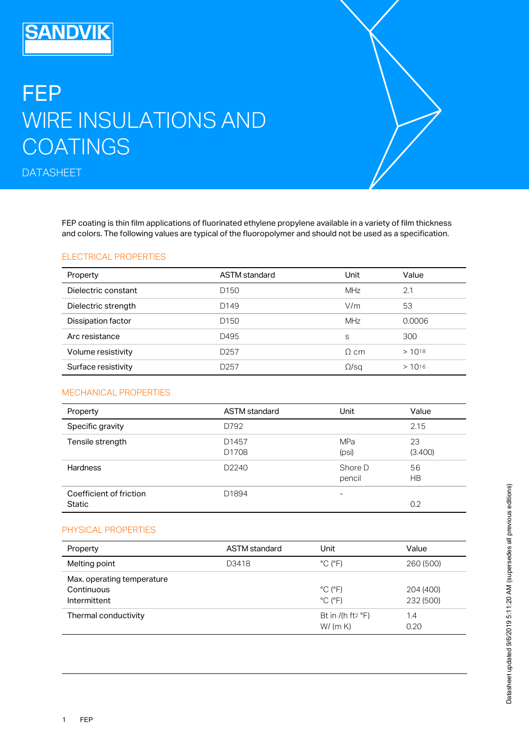SANDVIK

# FEP

# WIRE INSULATIONS AND COATINGS

DATASHEET

FEP coating is thin film applications of fluorinated ethylene propylene available in a variety of film thickness and colors. The following values are typical of the fluoropolymer and should not be used as a specification.

## ELECTRICAL PROPERTIES

| Property | ASTM standard | Unit | Value |
|---|---|---|---|
| Dielectric constant | D150 | MHz | 2.1 |
| Dielectric strength | D149 | V/m | 53 |
| Dissipation factor | D150 | MHz | 0.0006 |
| Arc resistance | D495 | s | 300 |
| Volume resistivity | D257 | Ω cm | > $10^{18}$ |
| Surface resistivity | D257 | Ω/sq | > $10^{16}$ |

## MECHANICAL PROPERTIES

| Property | ASTM standard | Unit | Value |
|---|---|---|---|
| Specific gravity | D792 | | 2.15 |
| Tensile strength | D1457<br>D1708 | MPa<br>(psi) | 23<br>(3.400) |
| Hardness | D2240 | Shore D<br>pencil | 56<br>HB |
| Coefficient of friction<br>Static | D1894 | - | <br>0.2 |

## PHYSICAL PROPERTIES

| Property | ASTM standard | Unit | Value |
|---|---|---|---|
| Melting point | D3418 | °C (°F) | 260 (500) |
| Max. operating temperature<br>Continuous<br>Intermittent | | <br>°C (°F)<br>°C (°F) | <br>204 (400)<br>232 (500) |
| Thermal conductivity | | Bt in /(h ft$^2$ °F)<br>W/ (m K) | 1.4<br>0.20 |

Datasheet updated 9/6/2019 5:11:20 AM (supersedes all previous editions)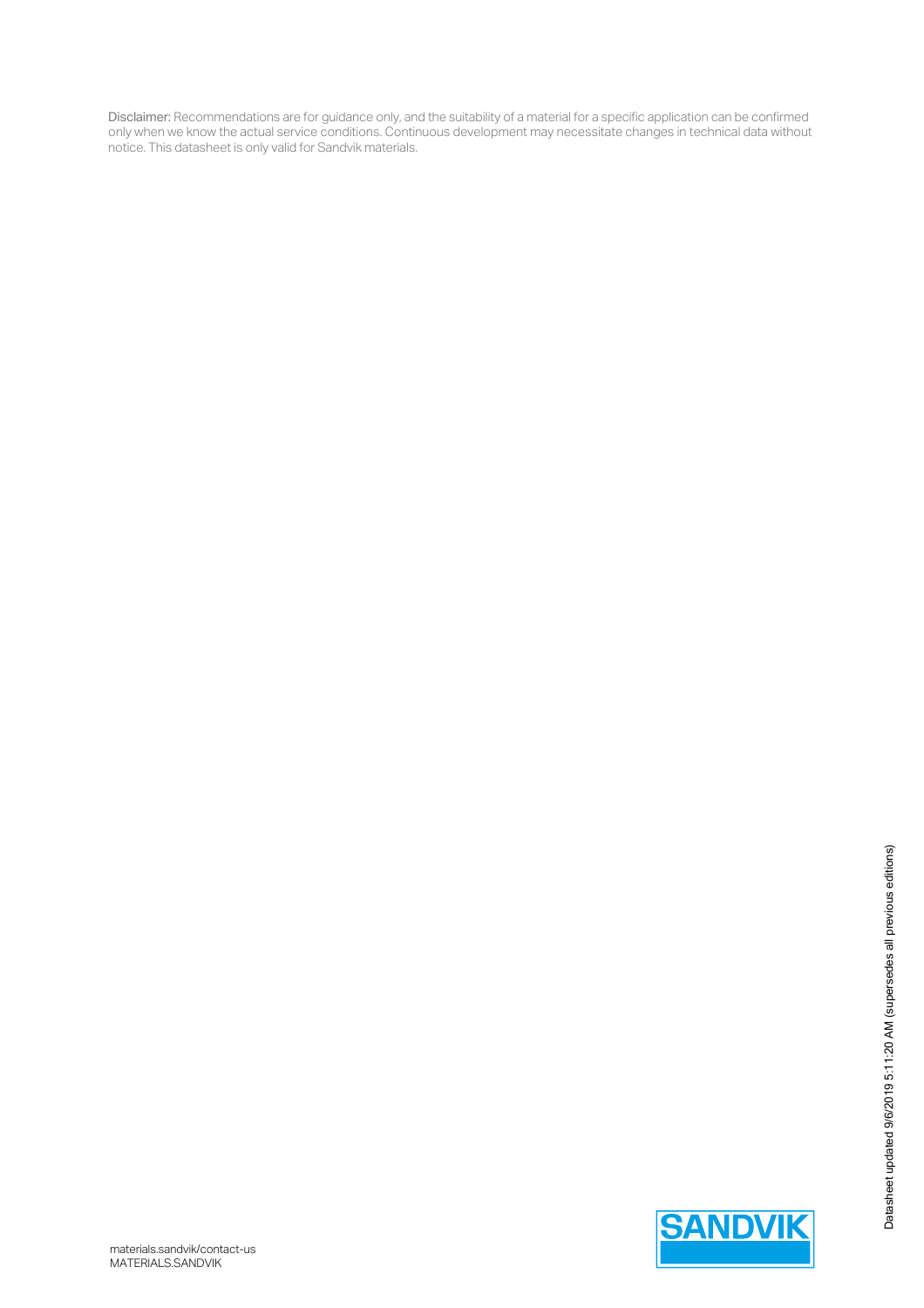**Disclaimer:** Recommendations are for guidance only, and the suitability of a material for a specific application can be confirmed only when we know the actual service conditions. Continuous development may necessitate changes in technical data without notice. This datasheet is only valid for Sandvik materials.

Datasheet updated 9/6/2019 5:11:20 AM (supersedes all previous editions)

materials.sandvik/contact-us
MATERIALS.SANDVIK